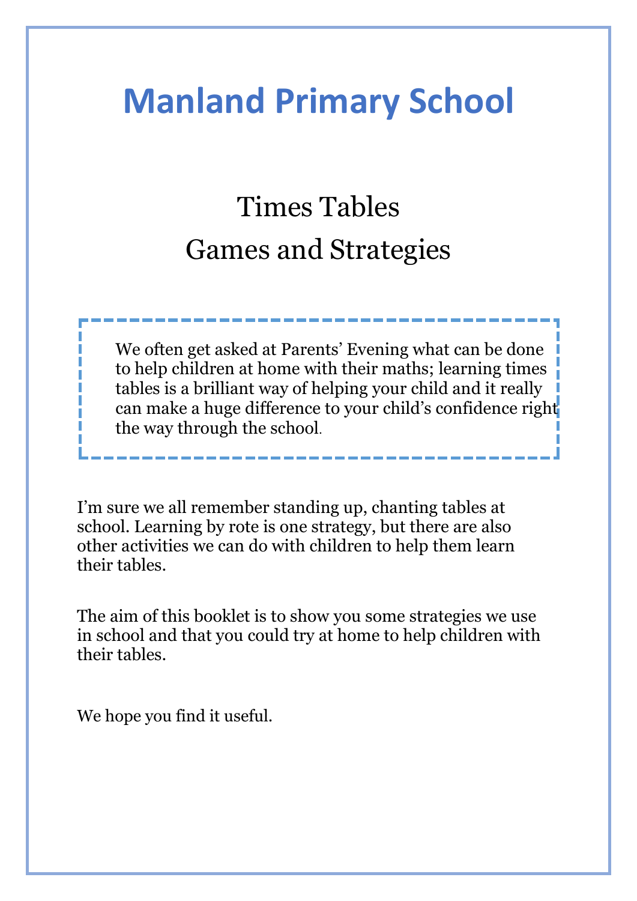# Manland Primary School

## Times Tables

## Games and Strategies

We often get asked at Parents' Evening what can be done to help children at home with their maths; learning times tables is a brilliant way of helping your child and it really can make a huge difference to your child's confidence right the way through the school.

I'm sure we all remember standing up, chanting tables at school. Learning by rote is one strategy, but there are also other activities we can do with children to help them learn their tables.

The aim of this booklet is to show you some strategies we use in school and that you could try at home to help children with their tables.

We hope you find it useful.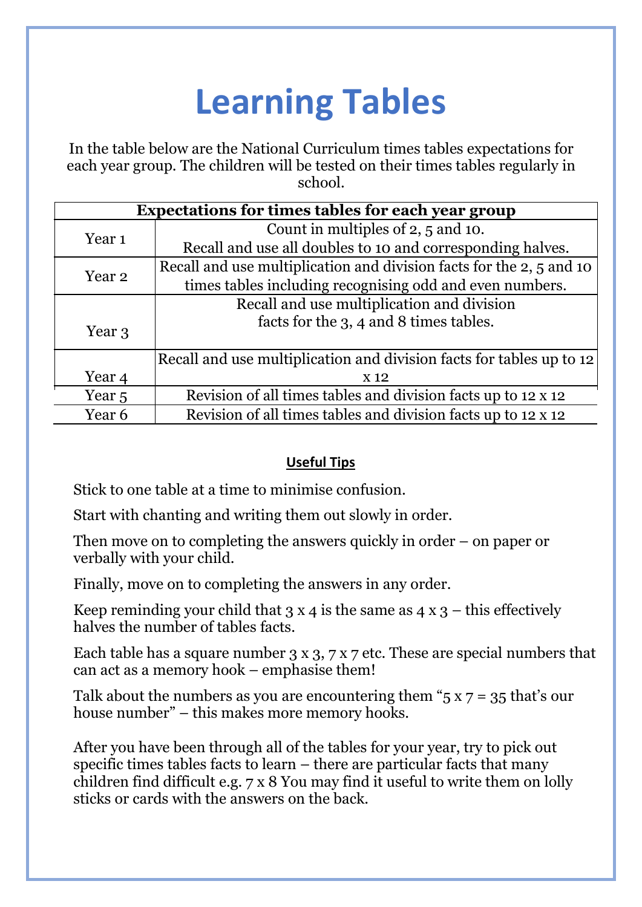# Learning Tables

In the table below are the National Curriculum times tables expectations for each year group. The children will be tested on their times tables regularly in school.

| Expectations for times tables for each year group | |
|---|---|
| Year 1 | Count in multiples of 2, 5 and 10. Recall and use all doubles to 10 and corresponding halves. |
| Year 2 | Recall and use multiplication and division facts for the 2, 5 and 10 times tables including recognising odd and even numbers. |
| Year 3 | Recall and use multiplication and division facts for the 3, 4 and 8 times tables. |
| Year 4 | Recall and use multiplication and division facts for tables up to 12 x 12 |
| Year 5 | Revision of all times tables and division facts up to 12 x 12 |
| Year 6 | Revision of all times tables and division facts up to 12 x 12 |

**Useful Tips**

Stick to one table at a time to minimise confusion.

Start with chanting and writing them out slowly in order.

Then move on to completing the answers quickly in order – on paper or verbally with your child.

Finally, move on to completing the answers in any order.

Keep reminding your child that 3 x 4 is the same as 4 x 3 – this effectively halves the number of tables facts.

Each table has a square number 3 x 3, 7 x 7 etc. These are special numbers that can act as a memory hook – emphasise them!

Talk about the numbers as you are encountering them "5 x 7 = 35 that's our house number" – this makes more memory hooks.

After you have been through all of the tables for your year, try to pick out specific times tables facts to learn – there are particular facts that many children find difficult e.g. 7 x 8 You may find it useful to write them on lolly sticks or cards with the answers on the back.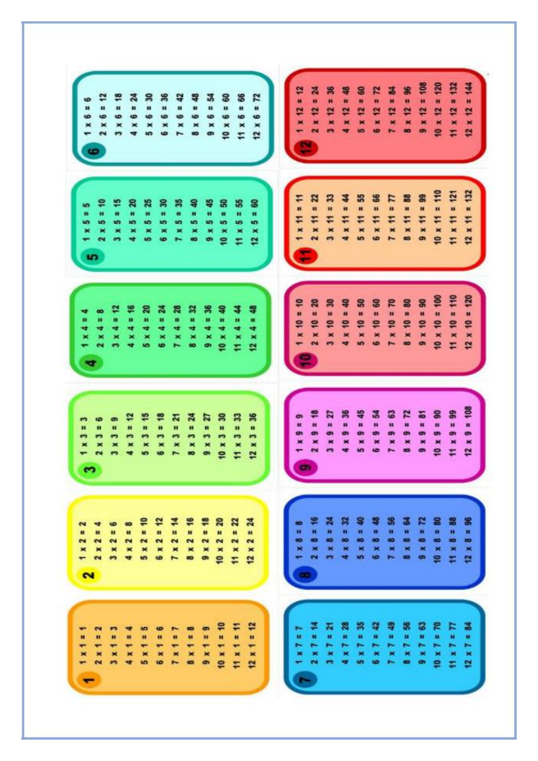## 1

1 x 1 = 1
2 x 1 = 2
3 x 1 = 3
4 x 1 = 4
5 x 1 = 5
6 x 1 = 6
7 x 1 = 7
8 x 1 = 8
9 x 1 = 9
10 x 1 = 10
11 x 1 = 11
12 x 1 = 12

## 2

1 x 2 = 2
2 x 2 = 4
3 x 2 = 6
4 x 2 = 8
5 x 2 = 10
6 x 2 = 12
7 x 2 = 14
8 x 2 = 16
9 x 2 = 18
10 x 2 = 20
11 x 2 = 22
12 x 2 = 24

## 3

1 x 3 = 3
2 x 3 = 6
3 x 3 = 9
4 x 3 = 12
5 x 3 = 15
6 x 3 = 18
7 x 3 = 21
8 x 3 = 24
9 x 3 = 27
10 x 3 = 30
11 x 3 = 33
12 x 3 = 36

## 4

1 x 4 = 4
2 x 4 = 8
3 x 4 = 12
4 x 4 = 16
5 x 4 = 20
6 x 4 = 24
7 x 4 = 28
8 x 4 = 32
9 x 4 = 36
10 x 4 = 40
11 x 4 = 44
12 x 4 = 48

## 5

1 x 5 = 5
2 x 5 = 10
3 x 5 = 15
4 x 5 = 20
5 x 5 = 25
6 x 5 = 30
7 x 5 = 35
8 x 5 = 40
9 x 5 = 45
10 x 5 = 50
11 x 5 = 55
12 x 5 = 60

## 6

1 x 6 = 6
2 x 6 = 12
3 x 6 = 18
4 x 6 = 24
5 x 6 = 30
6 x 6 = 36
7 x 6 = 42
8 x 6 = 48
9 x 6 = 54
10 x 6 = 60
11 x 6 = 66
12 x 6 = 72

## 7

1 x 7 = 7
2 x 7 = 14
3 x 7 = 21
4 x 7 = 28
5 x 7 = 35
6 x 7 = 42
7 x 7 = 49
8 x 7 = 56
9 x 7 = 63
10 x 7 = 70
11 x 7 = 77
12 x 7 = 84

## 8

1 x 8 = 8
2 x 8 = 16
3 x 8 = 24
4 x 8 = 32
5 x 8 = 40
6 x 8 = 48
7 x 8 = 56
8 x 8 = 64
9 x 8 = 72
10 x 8 = 80
11 x 8 = 88
12 x 8 = 96

## 9

1 x 9 = 9
2 x 9 = 18
3 x 9 = 27
4 x 9 = 36
5 x 9 = 45
6 x 9 = 54
7 x 9 = 63
8 x 9 = 72
9 x 9 = 81
10 x 9 = 90
11 x 9 = 99
12 x 9 = 108

## 10

1 x 10 = 10
2 x 10 = 20
3 x 10 = 30
4 x 10 = 40
5 x 10 = 50
6 x 10 = 60
7 x 10 = 70
8 x 10 = 80
9 x 10 = 90
10 x 10 = 100
11 x 10 = 110
12 x 10 = 120

## 11

1 x 11 = 11
2 x 11 = 22
3 x 11 = 33
4 x 11 = 44
5 x 11 = 55
6 x 11 = 66
7 x 11 = 77
8 x 11 = 88
9 x 11 = 99
10 x 11 = 110
11 x 11 = 121
12 x 11 = 132

## 12

1 x 12 = 12
2 x 12 = 24
3 x 12 = 36
4 x 12 = 48
5 x 12 = 60
6 x 12 = 72
7 x 12 = 84
8 x 12 = 96
9 x 12 = 108
10 x 12 = 120
11 x 12 = 132
12 x 12 = 144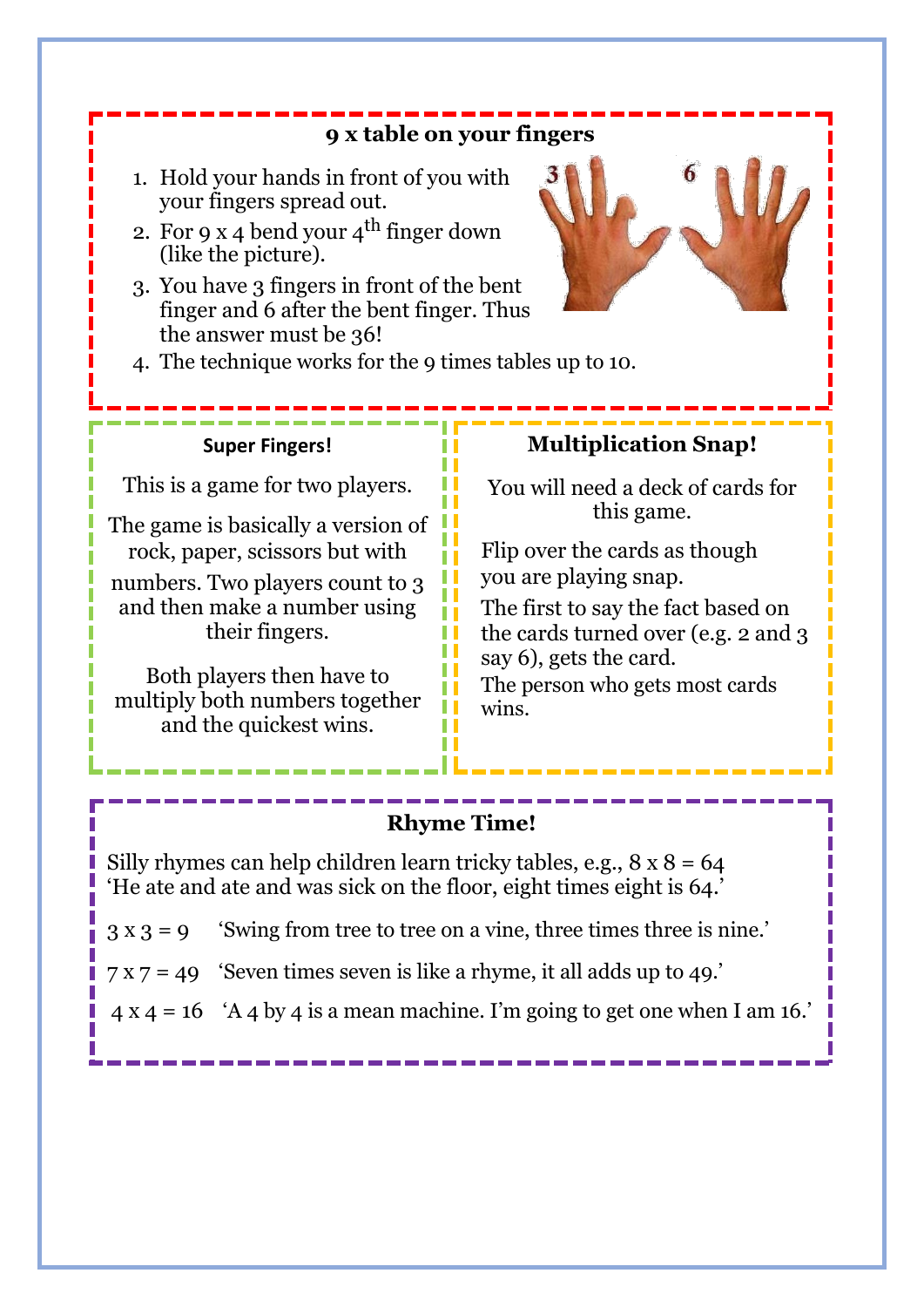## 9 x table on your fingers

1. Hold your hands in front of you with your fingers spread out.
2. For 9 x 4 bend your 4th finger down (like the picture).
3. You have 3 fingers in front of the bent finger and 6 after the bent finger. Thus the answer must be 36!
4. The technique works for the 9 times tables up to 10.

3

6

## Super Fingers!

This is a game for two players.

The game is basically a version of rock, paper, scissors but with numbers. Two players count to 3 and then make a number using their fingers.

Both players then have to multiply both numbers together and the quickest wins.

## Multiplication Snap!

You will need a deck of cards for this game.

Flip over the cards as though you are playing snap.

The first to say the fact based on the cards turned over (e.g. 2 and 3 say 6), gets the card.

The person who gets most cards wins.

## Rhyme Time!

Silly rhymes can help children learn tricky tables, e.g., 8 x 8 = 64
'He ate and ate and was sick on the floor, eight times eight is 64.'

3 x 3 = 9 'Swing from tree to tree on a vine, three times three is nine.'

7 x 7 = 49 'Seven times seven is like a rhyme, it all adds up to 49.'

4 x 4 = 16 'A 4 by 4 is a mean machine. I'm going to get one when I am 16.'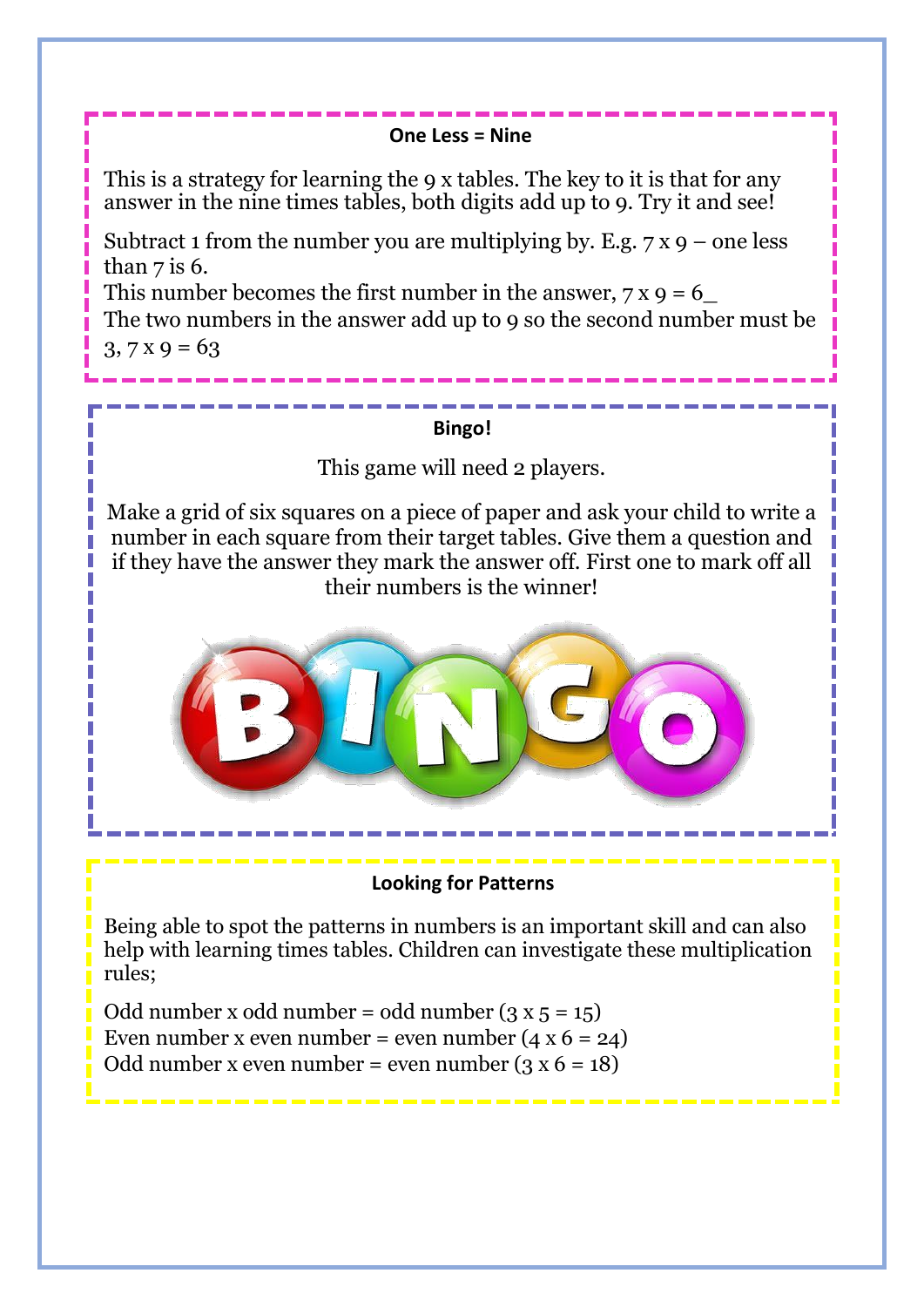### One Less = Nine

This is a strategy for learning the 9 x tables. The key to it is that for any answer in the nine times tables, both digits add up to 9. Try it and see!

Subtract 1 from the number you are multiplying by. E.g. 7 x 9 – one less than 7 is 6.
This number becomes the first number in the answer, 7 x 9 = 6_
The two numbers in the answer add up to 9 so the second number must be 3, 7 x 9 = 63

### Bingo!

This game will need 2 players.

Make a grid of six squares on a piece of paper and ask your child to write a number in each square from their target tables. Give them a question and if they have the answer they mark the answer off. First one to mark off all their numbers is the winner!

### Looking for Patterns

Being able to spot the patterns in numbers is an important skill and can also help with learning times tables. Children can investigate these multiplication rules;

Odd number x odd number = odd number (3 x 5 = 15)
Even number x even number = even number (4 x 6 = 24)
Odd number x even number = even number (3 x 6 = 18)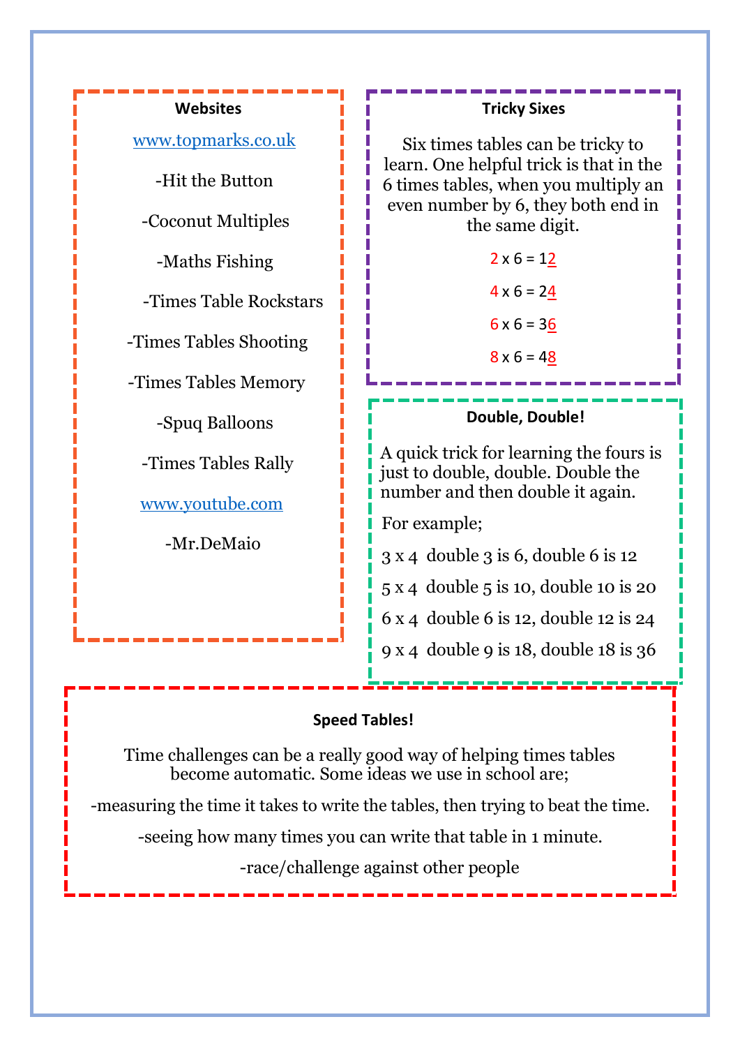## Websites

www.topmarks.co.uk

-Hit the Button

-Coconut Multiples

-Maths Fishing

-Times Table Rockstars

-Times Tables Shooting

-Times Tables Memory

-Spuq Balloons

-Times Tables Rally

www.youtube.com

-Mr.DeMaio

## Tricky Sixes

Six times tables can be tricky to learn. One helpful trick is that in the 6 times tables, when you multiply an even number by 6, they both end in the same digit.

2 x 6 = 12

4 x 6 = 24

6 x 6 = 36

8 x 6 = 48

## Double, Double!

A quick trick for learning the fours is just to double, double. Double the number and then double it again.

For example;

3 x 4 double 3 is 6, double 6 is 12

5 x 4 double 5 is 10, double 10 is 20

6 x 4 double 6 is 12, double 12 is 24

9 x 4 double 9 is 18, double 18 is 36

## Speed Tables!

Time challenges can be a really good way of helping times tables become automatic. Some ideas we use in school are;

-measuring the time it takes to write the tables, then trying to beat the time.

-seeing how many times you can write that table in 1 minute.

-race/challenge against other people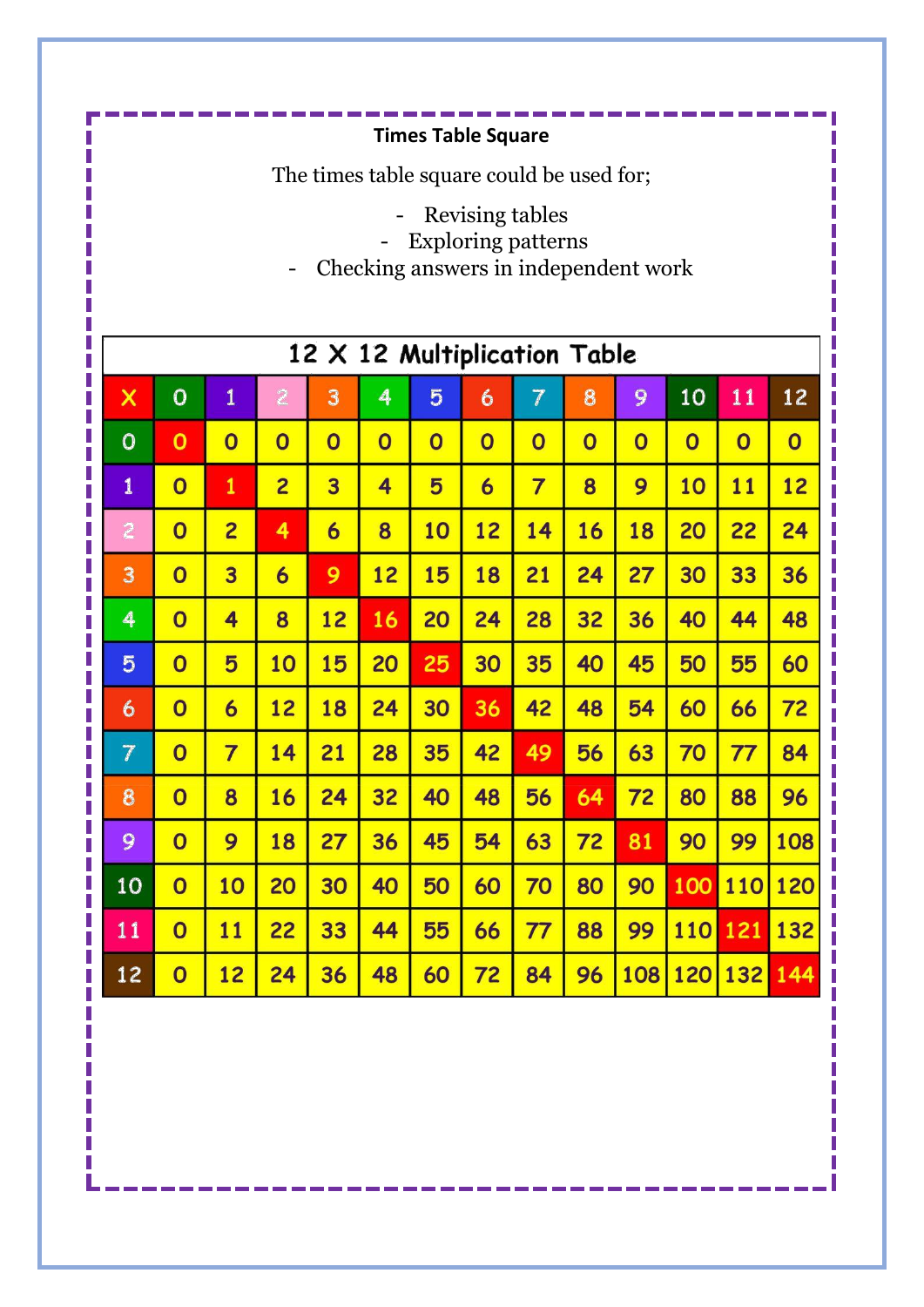**Times Table Square**

The times table square could be used for;

- Revising tables
- Exploring patterns
- Checking answers in independent work

**12 X 12 Multiplication Table**

| X | 0 | 1 | 2 | 3 | 4 | 5 | 6 | 7 | 8 | 9 | 10 | 11 | 12 |
|---|---|---|---|---|---|---|---|---|---|---|---|---|---|
| 0 | 0 | 0 | 0 | 0 | 0 | 0 | 0 | 0 | 0 | 0 | 0 | 0 | 0 |
| 1 | 0 | 1 | 2 | 3 | 4 | 5 | 6 | 7 | 8 | 9 | 10 | 11 | 12 |
| 2 | 0 | 2 | 4 | 6 | 8 | 10 | 12 | 14 | 16 | 18 | 20 | 22 | 24 |
| 3 | 0 | 3 | 6 | 9 | 12 | 15 | 18 | 21 | 24 | 27 | 30 | 33 | 36 |
| 4 | 0 | 4 | 8 | 12 | 16 | 20 | 24 | 28 | 32 | 36 | 40 | 44 | 48 |
| 5 | 0 | 5 | 10 | 15 | 20 | 25 | 30 | 35 | 40 | 45 | 50 | 55 | 60 |
| 6 | 0 | 6 | 12 | 18 | 24 | 30 | 36 | 42 | 48 | 54 | 60 | 66 | 72 |
| 7 | 0 | 7 | 14 | 21 | 28 | 35 | 42 | 49 | 56 | 63 | 70 | 77 | 84 |
| 8 | 0 | 8 | 16 | 24 | 32 | 40 | 48 | 56 | 64 | 72 | 80 | 88 | 96 |
| 9 | 0 | 9 | 18 | 27 | 36 | 45 | 54 | 63 | 72 | 81 | 90 | 99 | 108 |
| 10 | 0 | 10 | 20 | 30 | 40 | 50 | 60 | 70 | 80 | 90 | 100 | 110 | 120 |
| 11 | 0 | 11 | 22 | 33 | 44 | 55 | 66 | 77 | 88 | 99 | 110 | 121 | 132 |
| 12 | 0 | 12 | 24 | 36 | 48 | 60 | 72 | 84 | 96 | 108 | 120 | 132 | 144 |